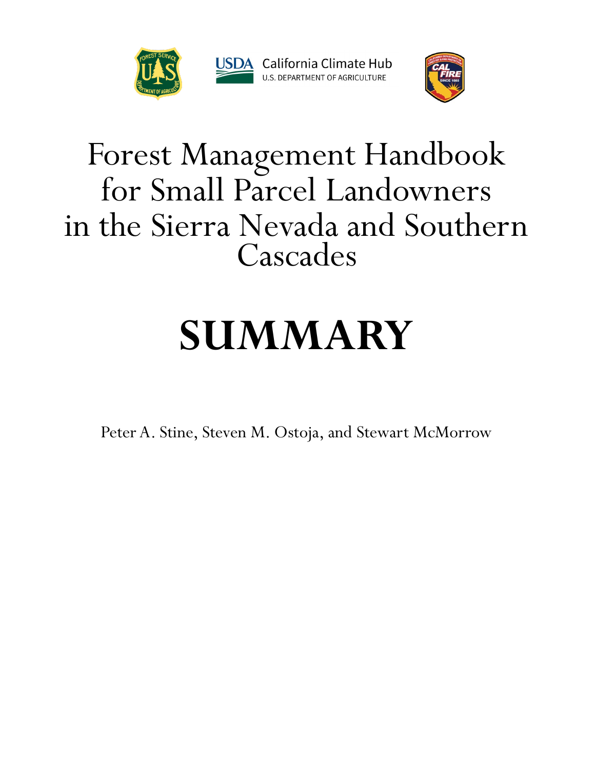USDA California Climate Hub
U.S. DEPARTMENT OF AGRICULTURE

# Forest Management Handbook for Small Parcel Landowners in the Sierra Nevada and Southern Cascades

# SUMMARY

Peter A. Stine, Steven M. Ostoja, and Stewart McMorrow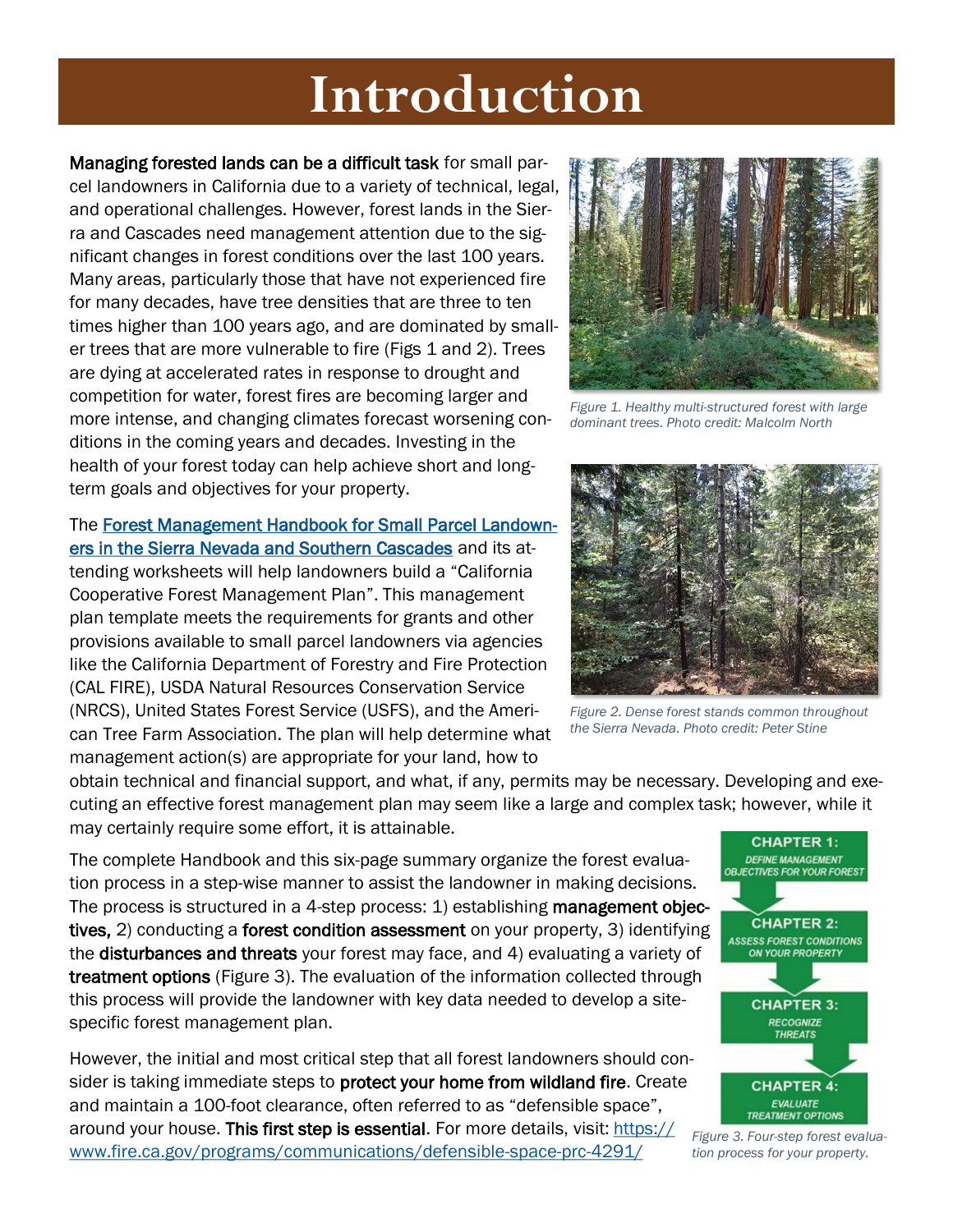# Introduction

**Managing forested lands can be a difficult task** for small parcel landowners in California due to a variety of technical, legal, and operational challenges. However, forest lands in the Sierra and Cascades need management attention due to the significant changes in forest conditions over the last 100 years. Many areas, particularly those that have not experienced fire for many decades, have tree densities that are three to ten times higher than 100 years ago, and are dominated by smaller trees that are more vulnerable to fire (Figs 1 and 2). Trees are dying at accelerated rates in response to drought and competition for water, forest fires are becoming larger and more intense, and changing climates forecast worsening conditions in the coming years and decades. Investing in the health of your forest today can help achieve short and long-term goals and objectives for your property.

*Figure 1. Healthy multi-structured forest with large dominant trees. Photo credit: Malcolm North*

*Figure 2. Dense forest stands common throughout the Sierra Nevada. Photo credit: Peter Stine*

The [Forest Management Handbook for Small Parcel Landowners in the Sierra Nevada and Southern Cascades](#) and its attending worksheets will help landowners build a "California Cooperative Forest Management Plan". This management plan template meets the requirements for grants and other provisions available to small parcel landowners via agencies like the California Department of Forestry and Fire Protection (CAL FIRE), USDA Natural Resources Conservation Service (NRCS), United States Forest Service (USFS), and the American Tree Farm Association. The plan will help determine what management action(s) are appropriate for your land, how to obtain technical and financial support, and what, if any, permits may be necessary. Developing and executing an effective forest management plan may seem like a large and complex task; however, while it may certainly require some effort, it is attainable.

The complete Handbook and this six-page summary organize the forest evaluation process in a step-wise manner to assist the landowner in making decisions. The process is structured in a 4-step process: 1) establishing **management objectives,** 2) conducting a **forest condition assessment** on your property, 3) identifying the **disturbances and threats** your forest may face, and 4) evaluating a variety of **treatment options** (Figure 3). The evaluation of the information collected through this process will provide the landowner with key data needed to develop a site-specific forest management plan.

**CHAPTER 1:** DEFINE MANAGEMENT OBJECTIVES FOR YOUR FOREST

**CHAPTER 2:** ASSESS FOREST CONDITIONS ON YOUR PROPERTY

**CHAPTER 3:** RECOGNIZE THREATS

**CHAPTER 4:** EVALUATE TREATMENT OPTIONS

*Figure 3. Four-step forest evaluation process for your property.*

However, the initial and most critical step that all forest landowners should consider is taking immediate steps to **protect your home from wildland fire**. Create and maintain a 100-foot clearance, often referred to as "defensible space", around your house. **This first step is essential**. For more details, visit: https://www.fire.ca.gov/programs/communications/defensible-space-prc-4291/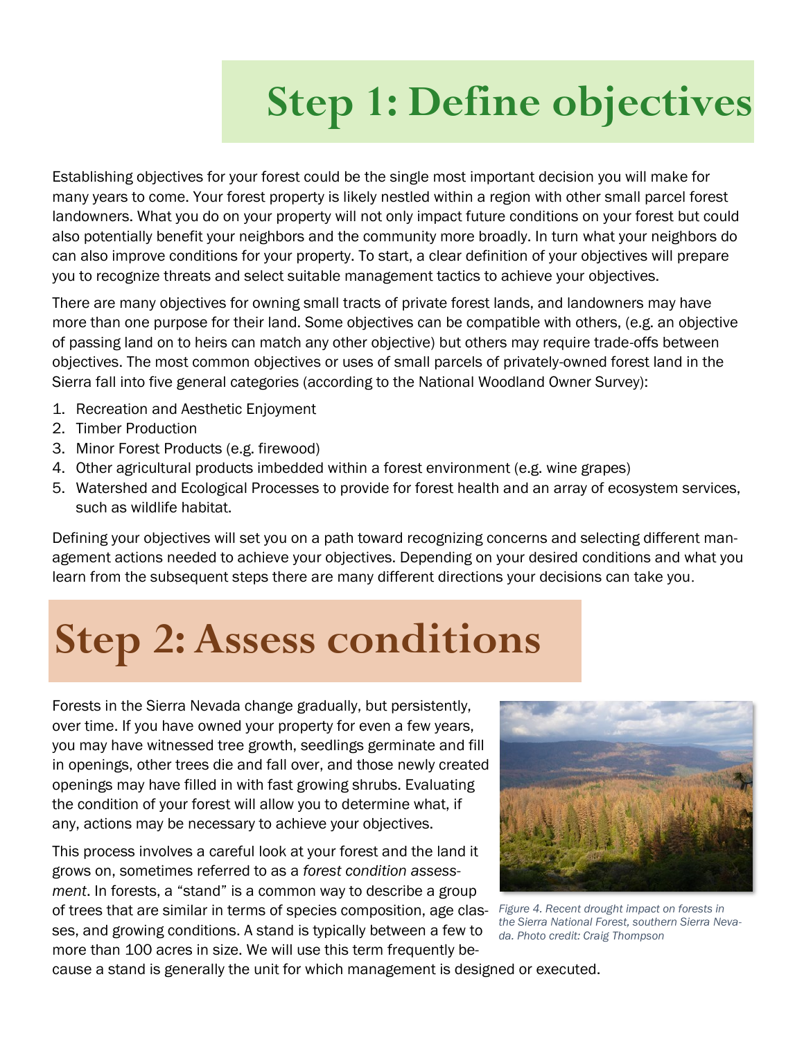# Step 1: Define objectives

Establishing objectives for your forest could be the single most important decision you will make for many years to come. Your forest property is likely nestled within a region with other small parcel forest landowners. What you do on your property will not only impact future conditions on your forest but could also potentially benefit your neighbors and the community more broadly. In turn what your neighbors do can also improve conditions for your property. To start, a clear definition of your objectives will prepare you to recognize threats and select suitable management tactics to achieve your objectives.

There are many objectives for owning small tracts of private forest lands, and landowners may have more than one purpose for their land. Some objectives can be compatible with others, (e.g. an objective of passing land on to heirs can match any other objective) but others may require trade-offs between objectives. The most common objectives or uses of small parcels of privately-owned forest land in the Sierra fall into five general categories (according to the National Woodland Owner Survey):

1. Recreation and Aesthetic Enjoyment
2. Timber Production
3. Minor Forest Products (e.g. firewood)
4. Other agricultural products imbedded within a forest environment (e.g. wine grapes)
5. Watershed and Ecological Processes to provide for forest health and an array of ecosystem services, such as wildlife habitat.

Defining your objectives will set you on a path toward recognizing concerns and selecting different management actions needed to achieve your objectives. Depending on your desired conditions and what you learn from the subsequent steps there are many different directions your decisions can take you.

# Step 2: Assess conditions

Forests in the Sierra Nevada change gradually, but persistently, over time. If you have owned your property for even a few years, you may have witnessed tree growth, seedlings germinate and fill in openings, other trees die and fall over, and those newly created openings may have filled in with fast growing shrubs. Evaluating the condition of your forest will allow you to determine what, if any, actions may be necessary to achieve your objectives.

This process involves a careful look at your forest and the land it grows on, sometimes referred to as a *forest condition assessment*. In forests, a "stand" is a common way to describe a group of trees that are similar in terms of species composition, age classes, and growing conditions. A stand is typically between a few to more than 100 acres in size. We will use this term frequently because a stand is generally the unit for which management is designed or executed.

*Figure 4. Recent drought impact on forests in the Sierra National Forest, southern Sierra Nevada. Photo credit: Craig Thompson*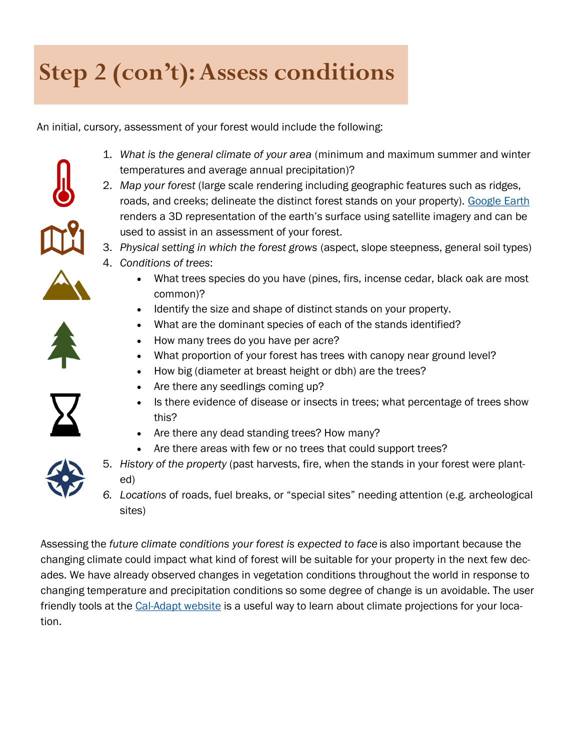# Step 2 (con't): Assess conditions

An initial, cursory, assessment of your forest would include the following:

1. *What is the general climate of your area* (minimum and maximum summer and winter temperatures and average annual precipitation)?
2. *Map your forest* (large scale rendering including geographic features such as ridges, roads, and creeks; delineate the distinct forest stands on your property). Google Earth renders a 3D representation of the earth's surface using satellite imagery and can be used to assist in an assessment of your forest.
3. *Physical setting in which the forest grows* (aspect, slope steepness, general soil types)
4. *Conditions of trees*:
   - What trees species do you have (pines, firs, incense cedar, black oak are most common)?
   - Identify the size and shape of distinct stands on your property.
   - What are the dominant species of each of the stands identified?
   - How many trees do you have per acre?
   - What proportion of your forest has trees with canopy near ground level?
   - How big (diameter at breast height or dbh) are the trees?
   - Are there any seedlings coming up?
   - Is there evidence of disease or insects in trees; what percentage of trees show this?
   - Are there any dead standing trees? How many?
   - Are there areas with few or no trees that could support trees?
5. *History of the property* (past harvests, fire, when the stands in your forest were planted)
6. *Locations* of roads, fuel breaks, or "special sites" needing attention (e.g. archeological sites)

Assessing the *future climate conditions your forest is expected to face* is also important because the changing climate could impact what kind of forest will be suitable for your property in the next few decades. We have already observed changes in vegetation conditions throughout the world in response to changing temperature and precipitation conditions so some degree of change is un avoidable. The user friendly tools at the Cal-Adapt website is a useful way to learn about climate projections for your location.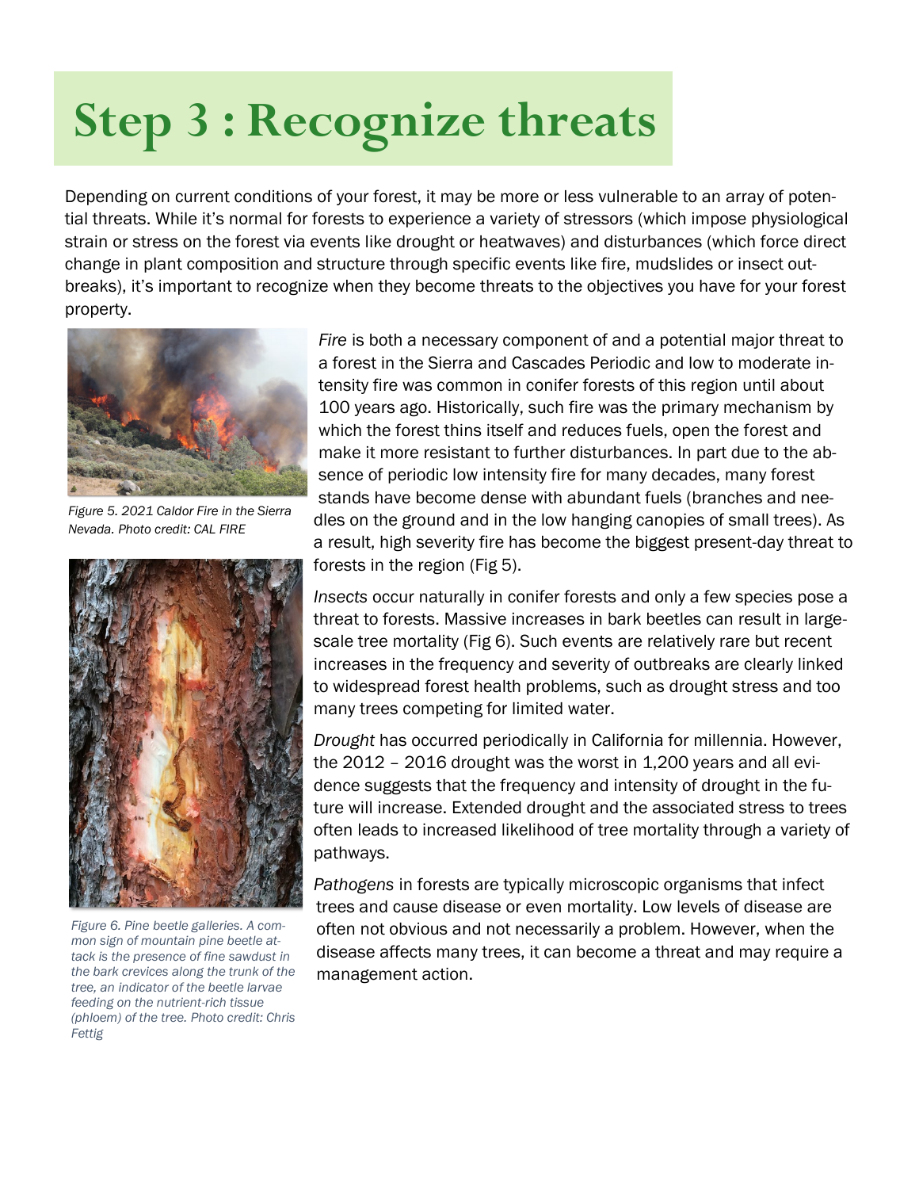# Step 3 : Recognize threats

Depending on current conditions of your forest, it may be more or less vulnerable to an array of potential threats. While it's normal for forests to experience a variety of stressors (which impose physiological strain or stress on the forest via events like drought or heatwaves) and disturbances (which force direct change in plant composition and structure through specific events like fire, mudslides or insect outbreaks), it's important to recognize when they become threats to the objectives you have for your forest property.

*Figure 5. 2021 Caldor Fire in the Sierra Nevada. Photo credit: CAL FIRE*

*Figure 6. Pine beetle galleries. A common sign of mountain pine beetle attack is the presence of fine sawdust in the bark crevices along the trunk of the tree, an indicator of the beetle larvae feeding on the nutrient-rich tissue (phloem) of the tree. Photo credit: Chris Fettig*

*Fire* is both a necessary component of and a potential major threat to a forest in the Sierra and Cascades Periodic and low to moderate intensity fire was common in conifer forests of this region until about 100 years ago. Historically, such fire was the primary mechanism by which the forest thins itself and reduces fuels, open the forest and make it more resistant to further disturbances. In part due to the absence of periodic low intensity fire for many decades, many forest stands have become dense with abundant fuels (branches and needles on the ground and in the low hanging canopies of small trees). As a result, high severity fire has become the biggest present-day threat to forests in the region (Fig 5).

*Insects* occur naturally in conifer forests and only a few species pose a threat to forests. Massive increases in bark beetles can result in large-scale tree mortality (Fig 6). Such events are relatively rare but recent increases in the frequency and severity of outbreaks are clearly linked to widespread forest health problems, such as drought stress and too many trees competing for limited water.

*Drought* has occurred periodically in California for millennia. However, the 2012 – 2016 drought was the worst in 1,200 years and all evidence suggests that the frequency and intensity of drought in the future will increase. Extended drought and the associated stress to trees often leads to increased likelihood of tree mortality through a variety of pathways.

*Pathogens* in forests are typically microscopic organisms that infect trees and cause disease or even mortality. Low levels of disease are often not obvious and not necessarily a problem. However, when the disease affects many trees, it can become a threat and may require a management action.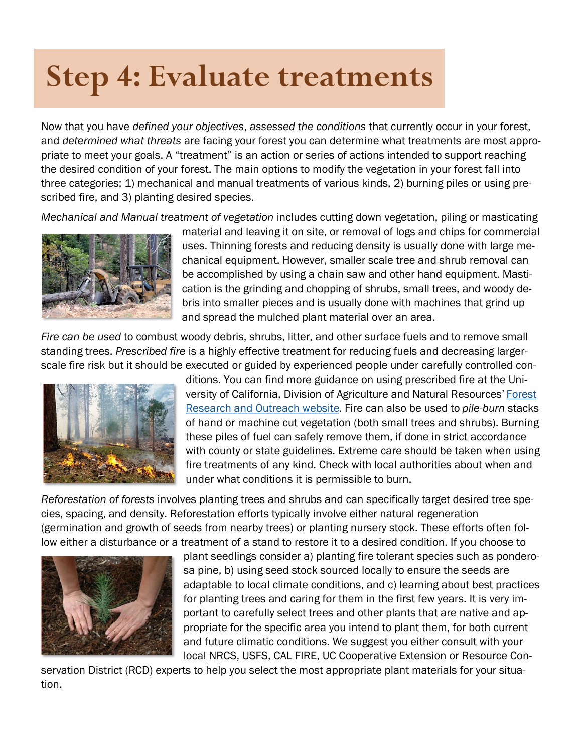# Step 4: Evaluate treatments

Now that you have *defined your objectives*, *assessed the conditions* that currently occur in your forest, and *determined what threats* are facing your forest you can determine what treatments are most appropriate to meet your goals. A "treatment" is an action or series of actions intended to support reaching the desired condition of your forest. The main options to modify the vegetation in your forest fall into three categories; 1) mechanical and manual treatments of various kinds, 2) burning piles or using prescribed fire, and 3) planting desired species.

*Mechanical and Manual treatment of vegetation* includes cutting down vegetation, piling or masticating material and leaving it on site, or removal of logs and chips for commercial uses. Thinning forests and reducing density is usually done with large mechanical equipment. However, smaller scale tree and shrub removal can be accomplished by using a chain saw and other hand equipment. Mastication is the grinding and chopping of shrubs, small trees, and woody debris into smaller pieces and is usually done with machines that grind up and spread the mulched plant material over an area.

*Fire can be used* to combust woody debris, shrubs, litter, and other surface fuels and to remove small standing trees. *Prescribed fire* is a highly effective treatment for reducing fuels and decreasing larger-scale fire risk but it should be executed or guided by experienced people under carefully controlled conditions. You can find more guidance on using prescribed fire at the University of California, Division of Agriculture and Natural Resources' Forest Research and Outreach website. Fire can also be used to *pile-burn* stacks of hand or machine cut vegetation (both small trees and shrubs). Burning these piles of fuel can safely remove them, if done in strict accordance with county or state guidelines. Extreme care should be taken when using fire treatments of any kind. Check with local authorities about when and under what conditions it is permissible to burn.

*Reforestation of forests* involves planting trees and shrubs and can specifically target desired tree species, spacing, and density. Reforestation efforts typically involve either natural regeneration (germination and growth of seeds from nearby trees) or planting nursery stock. These efforts often follow either a disturbance or a treatment of a stand to restore it to a desired condition. If you choose to plant seedlings consider a) planting fire tolerant species such as ponderosa pine, b) using seed stock sourced locally to ensure the seeds are adaptable to local climate conditions, and c) learning about best practices for planting trees and caring for them in the first few years. It is very important to carefully select trees and other plants that are native and appropriate for the specific area you intend to plant them, for both current and future climatic conditions. We suggest you either consult with your local NRCS, USFS, CAL FIRE, UC Cooperative Extension or Resource Conservation District (RCD) experts to help you select the most appropriate plant materials for your situation.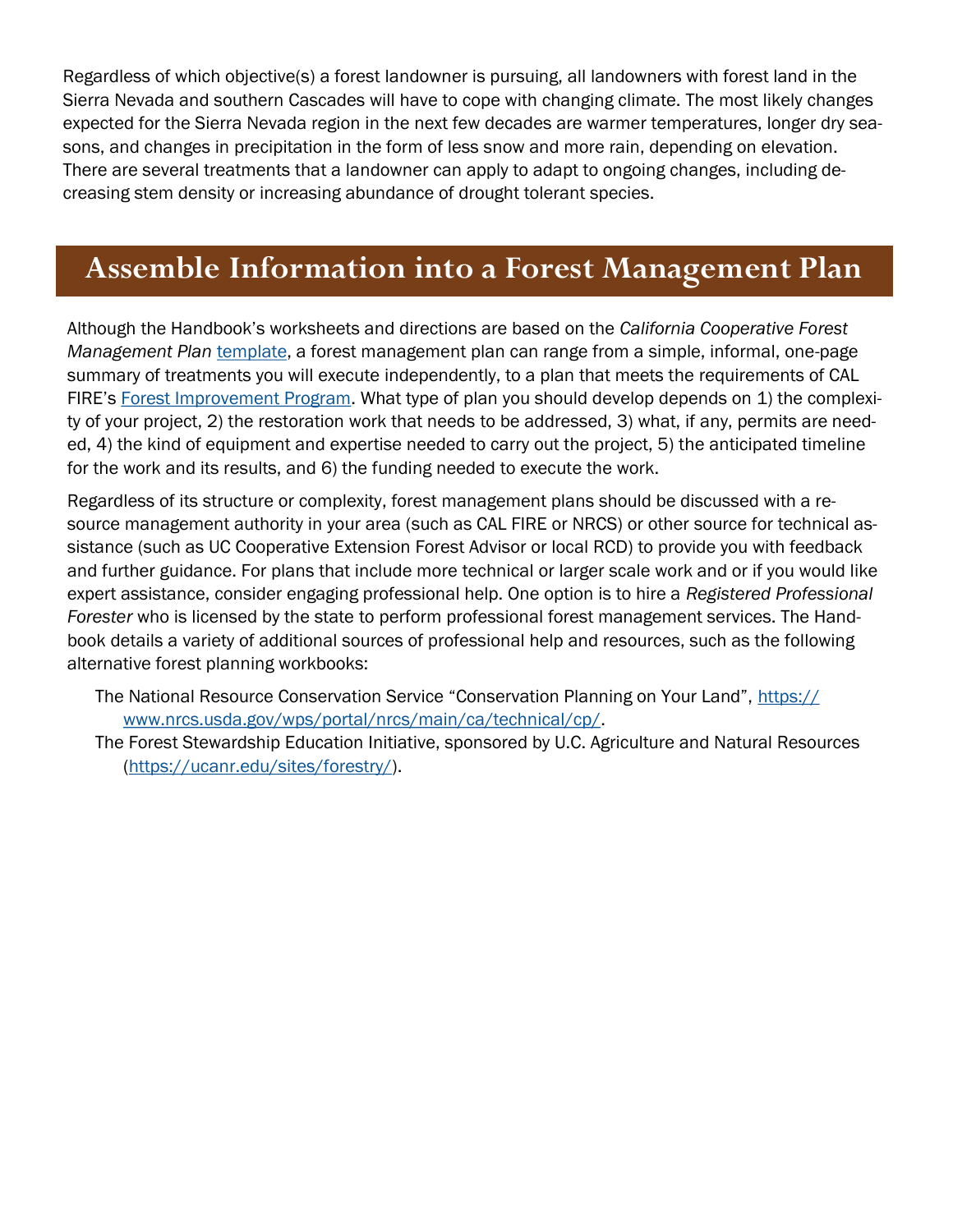Regardless of which objective(s) a forest landowner is pursuing, all landowners with forest land in the Sierra Nevada and southern Cascades will have to cope with changing climate. The most likely changes expected for the Sierra Nevada region in the next few decades are warmer temperatures, longer dry seasons, and changes in precipitation in the form of less snow and more rain, depending on elevation. There are several treatments that a landowner can apply to adapt to ongoing changes, including decreasing stem density or increasing abundance of drought tolerant species.

## Assemble Information into a Forest Management Plan

Although the Handbook's worksheets and directions are based on the *California Cooperative Forest Management Plan* template, a forest management plan can range from a simple, informal, one-page summary of treatments you will execute independently, to a plan that meets the requirements of CAL FIRE's Forest Improvement Program. What type of plan you should develop depends on 1) the complexity of your project, 2) the restoration work that needs to be addressed, 3) what, if any, permits are needed, 4) the kind of equipment and expertise needed to carry out the project, 5) the anticipated timeline for the work and its results, and 6) the funding needed to execute the work.

Regardless of its structure or complexity, forest management plans should be discussed with a resource management authority in your area (such as CAL FIRE or NRCS) or other source for technical assistance (such as UC Cooperative Extension Forest Advisor or local RCD) to provide you with feedback and further guidance. For plans that include more technical or larger scale work and or if you would like expert assistance, consider engaging professional help. One option is to hire a *Registered Professional Forester* who is licensed by the state to perform professional forest management services. The Handbook details a variety of additional sources of professional help and resources, such as the following alternative forest planning workbooks:

- The National Resource Conservation Service "Conservation Planning on Your Land", https://www.nrcs.usda.gov/wps/portal/nrcs/main/ca/technical/cp/.
- The Forest Stewardship Education Initiative, sponsored by U.C. Agriculture and Natural Resources (https://ucanr.edu/sites/forestry/).